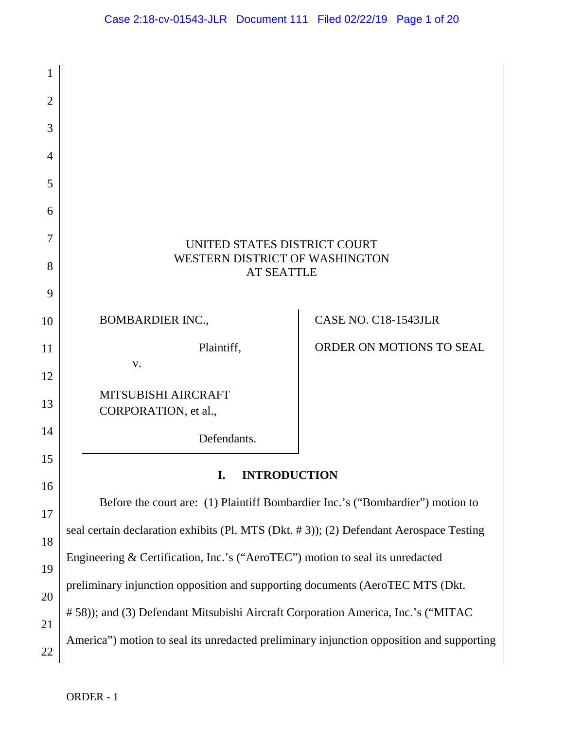UNITED STATES DISTRICT COURT
WESTERN DISTRICT OF WASHINGTON
AT SEATTLE

BOMBARDIER INC.,

Plaintiff,

v.

MITSUBISHI AIRCRAFT CORPORATION, et al.,

Defendants.

CASE NO. C18-1543JLR

ORDER ON MOTIONS TO SEAL

## I. INTRODUCTION

Before the court are: (1) Plaintiff Bombardier Inc.'s ("Bombardier") motion to seal certain declaration exhibits (Pl. MTS (Dkt. # 3)); (2) Defendant Aerospace Testing Engineering & Certification, Inc.'s ("AeroTEC") motion to seal its unredacted preliminary injunction opposition and supporting documents (AeroTEC MTS (Dkt. # 58)); and (3) Defendant Mitsubishi Aircraft Corporation America, Inc.'s ("MITAC America") motion to seal its unredacted preliminary injunction opposition and supporting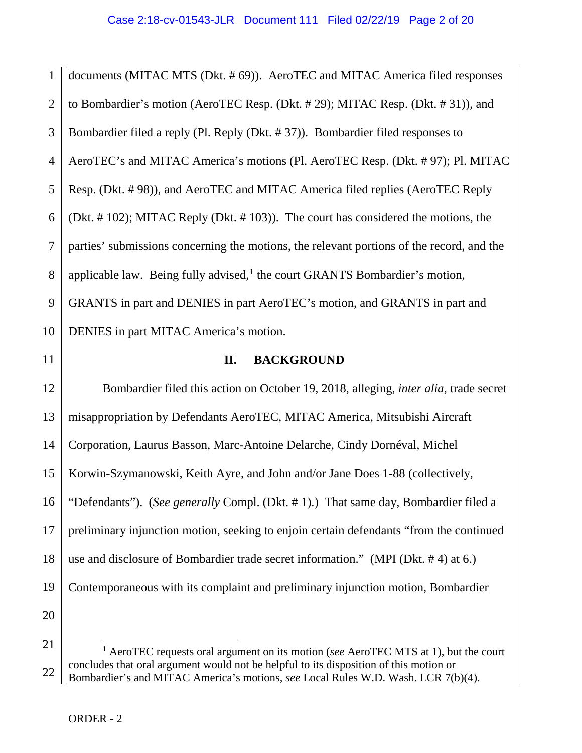documents (MITAC MTS (Dkt. # 69)). AeroTEC and MITAC America filed responses to Bombardier's motion (AeroTEC Resp. (Dkt. # 29); MITAC Resp. (Dkt. # 31)), and Bombardier filed a reply (Pl. Reply (Dkt. # 37)). Bombardier filed responses to AeroTEC's and MITAC America's motions (Pl. AeroTEC Resp. (Dkt. # 97); Pl. MITAC Resp. (Dkt. # 98)), and AeroTEC and MITAC America filed replies (AeroTEC Reply (Dkt. # 102); MITAC Reply (Dkt. # 103)). The court has considered the motions, the parties' submissions concerning the motions, the relevant portions of the record, and the applicable law. Being fully advised,[1] the court GRANTS Bombardier's motion, GRANTS in part and DENIES in part AeroTEC's motion, and GRANTS in part and DENIES in part MITAC America's motion.

## II. BACKGROUND

Bombardier filed this action on October 19, 2018, alleging, *inter alia*, trade secret misappropriation by Defendants AeroTEC, MITAC America, Mitsubishi Aircraft Corporation, Laurus Basson, Marc-Antoine Delarche, Cindy Dornéval, Michel Korwin-Szymanowski, Keith Ayre, and John and/or Jane Does 1-88 (collectively, "Defendants"). (*See generally* Compl. (Dkt. # 1).) That same day, Bombardier filed a preliminary injunction motion, seeking to enjoin certain defendants "from the continued use and disclosure of Bombardier trade secret information." (MPI (Dkt. # 4) at 6.) Contemporaneous with its complaint and preliminary injunction motion, Bombardier

[1] AeroTEC requests oral argument on its motion (*see* AeroTEC MTS at 1), but the court concludes that oral argument would not be helpful to its disposition of this motion or Bombardier's and MITAC America's motions, *see* Local Rules W.D. Wash. LCR 7(b)(4).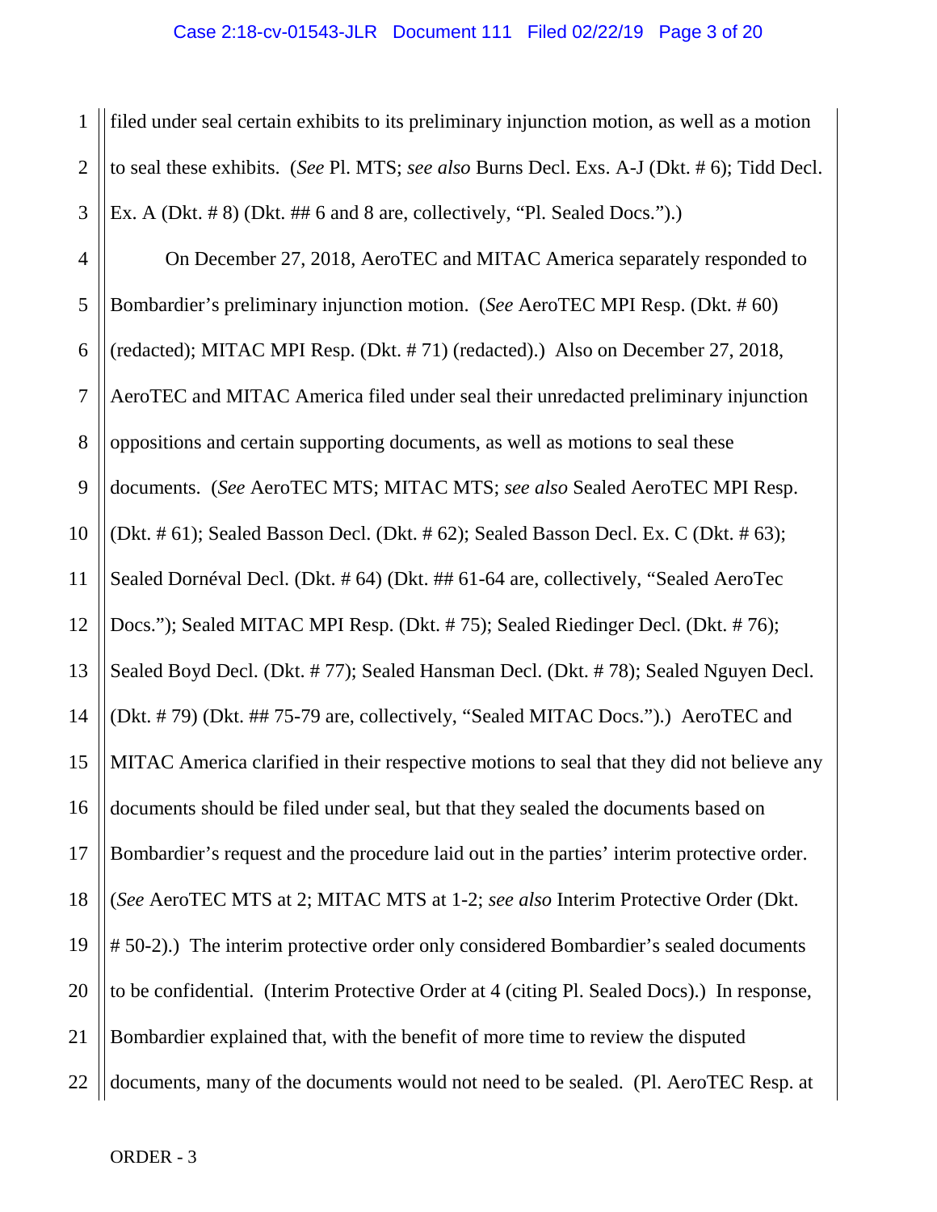filed under seal certain exhibits to its preliminary injunction motion, as well as a motion to seal these exhibits. (*See* Pl. MTS; *see also* Burns Decl. Exs. A-J (Dkt. # 6); Tidd Decl. Ex. A (Dkt. # 8) (Dkt. ## 6 and 8 are, collectively, "Pl. Sealed Docs.").)

On December 27, 2018, AeroTEC and MITAC America separately responded to Bombardier's preliminary injunction motion. (*See* AeroTEC MPI Resp. (Dkt. # 60) (redacted); MITAC MPI Resp. (Dkt. # 71) (redacted).) Also on December 27, 2018, AeroTEC and MITAC America filed under seal their unredacted preliminary injunction oppositions and certain supporting documents, as well as motions to seal these documents. (*See* AeroTEC MTS; MITAC MTS; *see also* Sealed AeroTEC MPI Resp. (Dkt. # 61); Sealed Basson Decl. (Dkt. # 62); Sealed Basson Decl. Ex. C (Dkt. # 63); Sealed Dornéval Decl. (Dkt. # 64) (Dkt. ## 61-64 are, collectively, "Sealed AeroTec Docs."); Sealed MITAC MPI Resp. (Dkt. # 75); Sealed Riedinger Decl. (Dkt. # 76); Sealed Boyd Decl. (Dkt. # 77); Sealed Hansman Decl. (Dkt. # 78); Sealed Nguyen Decl. (Dkt. # 79) (Dkt. ## 75-79 are, collectively, "Sealed MITAC Docs.").) AeroTEC and MITAC America clarified in their respective motions to seal that they did not believe any documents should be filed under seal, but that they sealed the documents based on Bombardier's request and the procedure laid out in the parties' interim protective order. (*See* AeroTEC MTS at 2; MITAC MTS at 1-2; *see also* Interim Protective Order (Dkt. # 50-2).) The interim protective order only considered Bombardier's sealed documents to be confidential. (Interim Protective Order at 4 (citing Pl. Sealed Docs).) In response, Bombardier explained that, with the benefit of more time to review the disputed documents, many of the documents would not need to be sealed. (Pl. AeroTEC Resp. at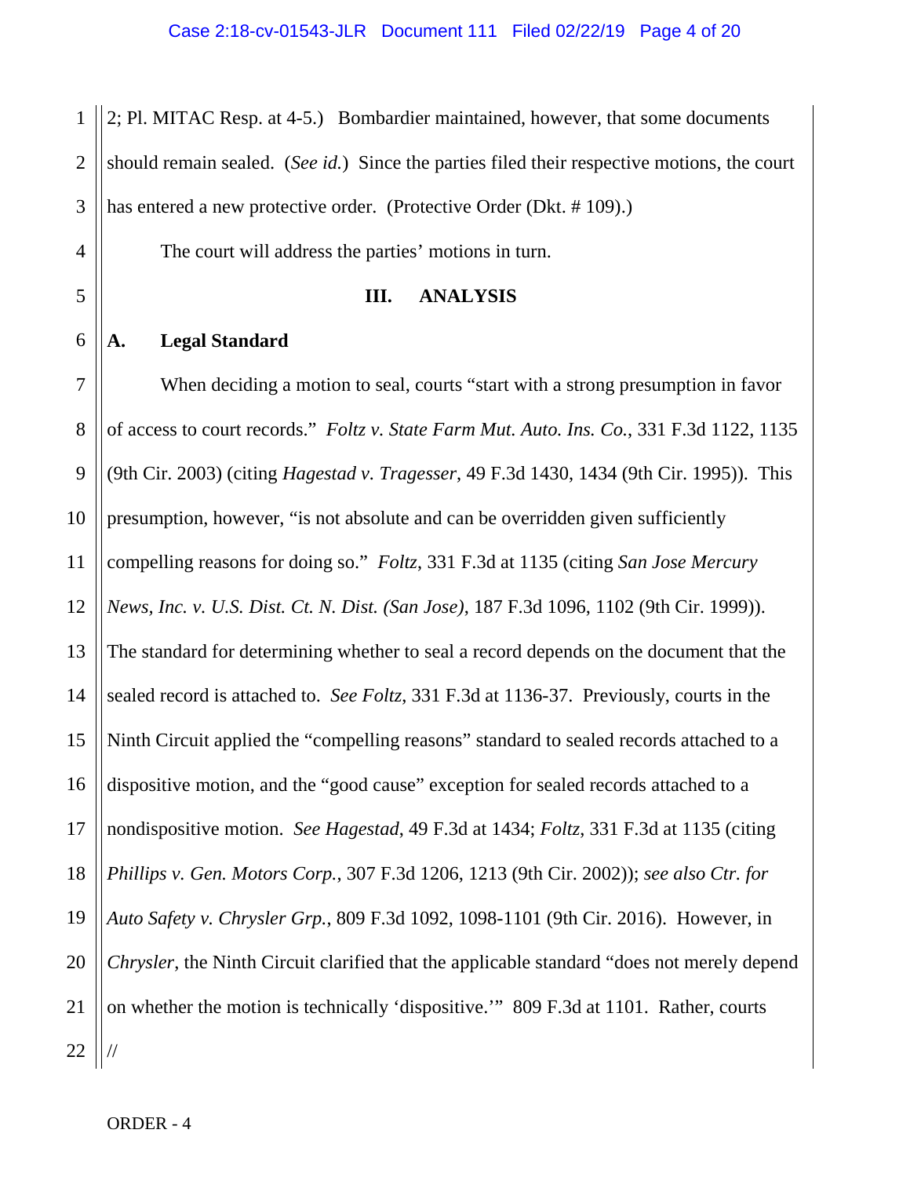2; Pl. MITAC Resp. at 4-5.) Bombardier maintained, however, that some documents should remain sealed. (*See id.*) Since the parties filed their respective motions, the court has entered a new protective order. (Protective Order (Dkt. # 109).)

The court will address the parties' motions in turn.

## III. ANALYSIS

### A. Legal Standard

When deciding a motion to seal, courts "start with a strong presumption in favor of access to court records." *Foltz v. State Farm Mut. Auto. Ins. Co.*, 331 F.3d 1122, 1135 (9th Cir. 2003) (citing *Hagestad v. Tragesser*, 49 F.3d 1430, 1434 (9th Cir. 1995)). This presumption, however, "is not absolute and can be overridden given sufficiently compelling reasons for doing so." *Foltz*, 331 F.3d at 1135 (citing *San Jose Mercury News, Inc. v. U.S. Dist. Ct. N. Dist. (San Jose)*, 187 F.3d 1096, 1102 (9th Cir. 1999)). The standard for determining whether to seal a record depends on the document that the sealed record is attached to. *See Foltz*, 331 F.3d at 1136-37. Previously, courts in the Ninth Circuit applied the "compelling reasons" standard to sealed records attached to a dispositive motion, and the "good cause" exception for sealed records attached to a nondispositive motion. *See Hagestad*, 49 F.3d at 1434; *Foltz*, 331 F.3d at 1135 (citing *Phillips v. Gen. Motors Corp.*, 307 F.3d 1206, 1213 (9th Cir. 2002)); *see also Ctr. for Auto Safety v. Chrysler Grp.*, 809 F.3d 1092, 1098-1101 (9th Cir. 2016). However, in *Chrysler*, the Ninth Circuit clarified that the applicable standard "does not merely depend on whether the motion is technically 'dispositive.'" 809 F.3d at 1101. Rather, courts

//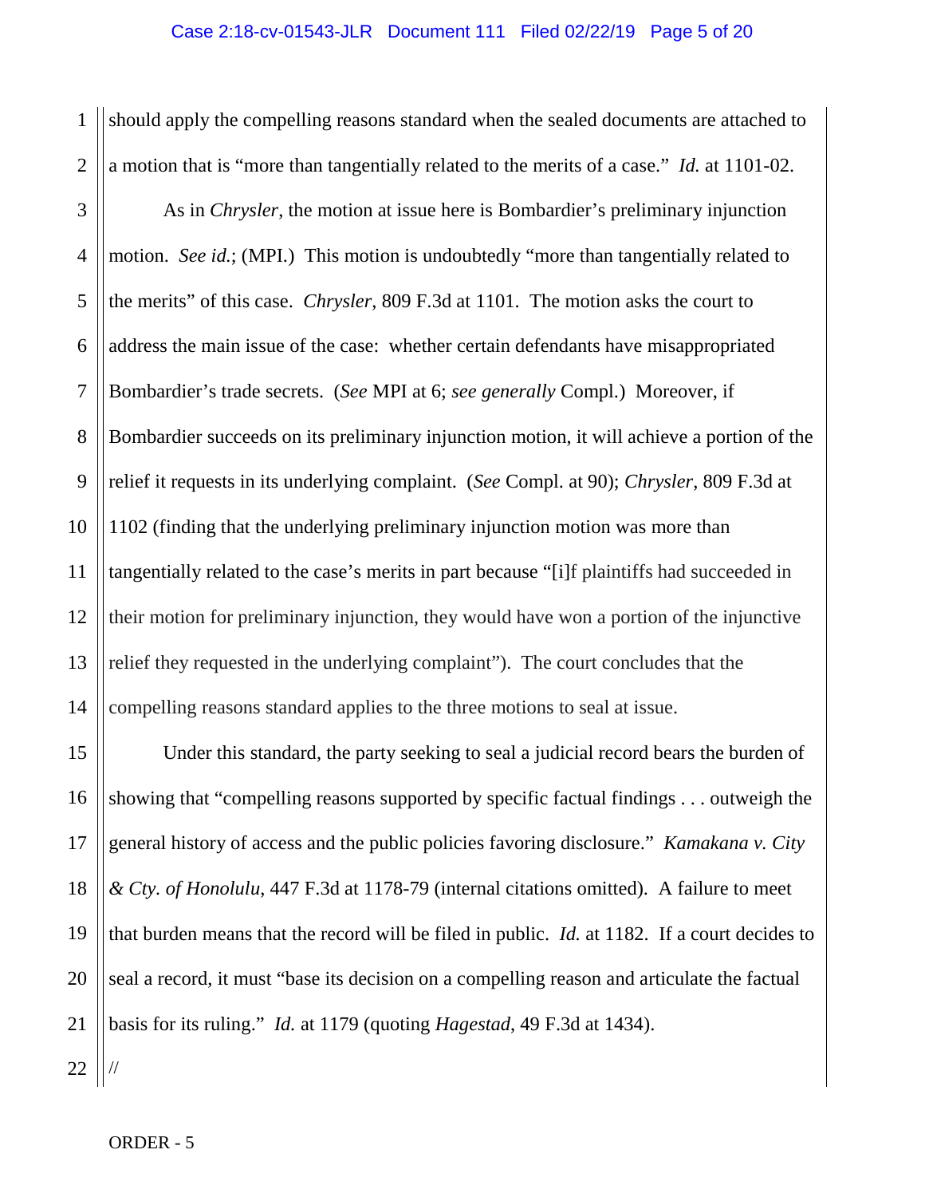should apply the compelling reasons standard when the sealed documents are attached to a motion that is "more than tangentially related to the merits of a case." *Id.* at 1101-02.

As in *Chrysler*, the motion at issue here is Bombardier's preliminary injunction motion. *See id.*; (MPI.) This motion is undoubtedly "more than tangentially related to the merits" of this case. *Chrysler*, 809 F.3d at 1101. The motion asks the court to address the main issue of the case: whether certain defendants have misappropriated Bombardier's trade secrets. (*See* MPI at 6; *see generally* Compl.) Moreover, if Bombardier succeeds on its preliminary injunction motion, it will achieve a portion of the relief it requests in its underlying complaint. (*See* Compl. at 90); *Chrysler*, 809 F.3d at 1102 (finding that the underlying preliminary injunction motion was more than tangentially related to the case's merits in part because "[i]f plaintiffs had succeeded in their motion for preliminary injunction, they would have won a portion of the injunctive relief they requested in the underlying complaint"). The court concludes that the compelling reasons standard applies to the three motions to seal at issue.

Under this standard, the party seeking to seal a judicial record bears the burden of showing that "compelling reasons supported by specific factual findings . . . outweigh the general history of access and the public policies favoring disclosure." *Kamakana v. City & Cty. of Honolulu*, 447 F.3d at 1178-79 (internal citations omitted). A failure to meet that burden means that the record will be filed in public. *Id.* at 1182. If a court decides to seal a record, it must "base its decision on a compelling reason and articulate the factual basis for its ruling." *Id.* at 1179 (quoting *Hagestad*, 49 F.3d at 1434).

//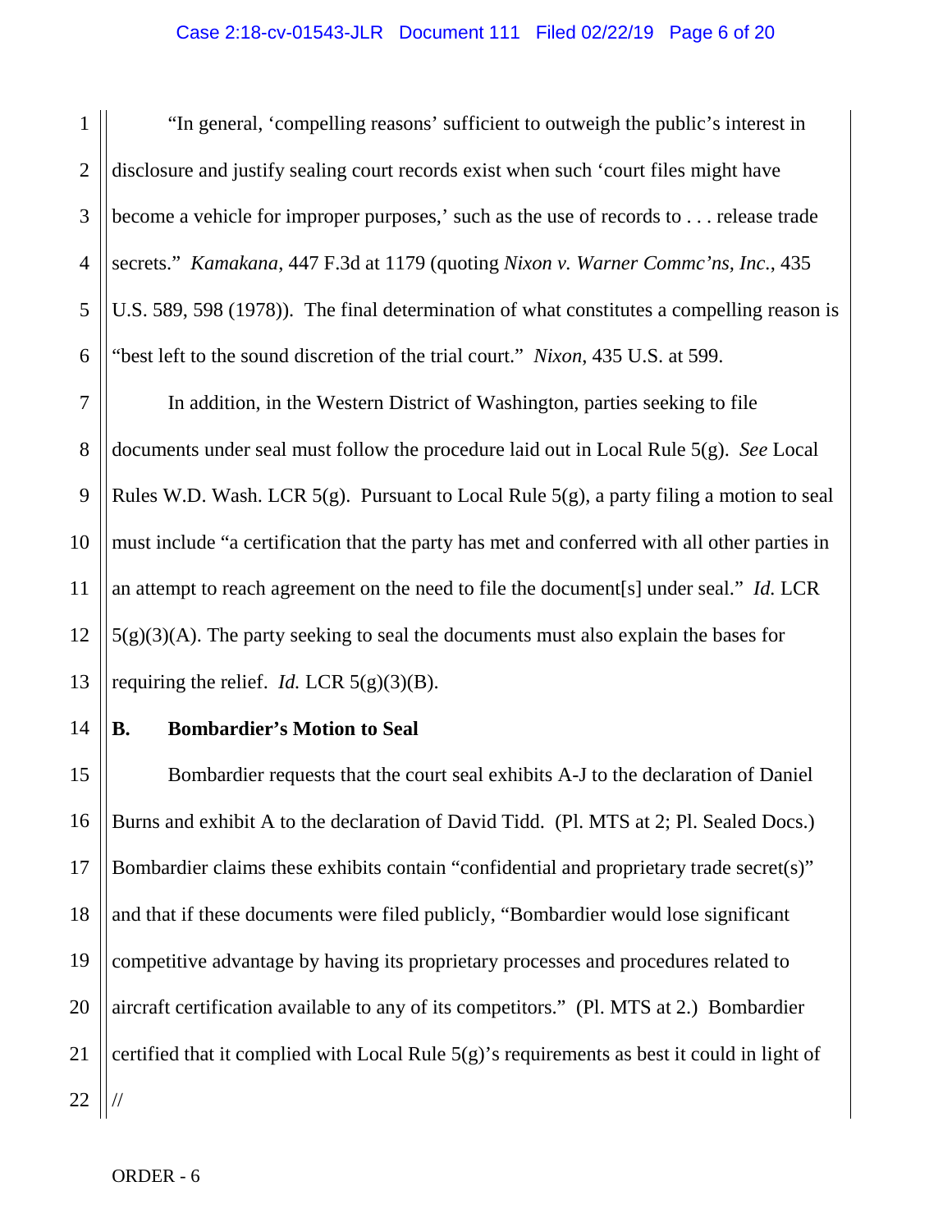"In general, 'compelling reasons' sufficient to outweigh the public's interest in disclosure and justify sealing court records exist when such 'court files might have become a vehicle for improper purposes,' such as the use of records to . . . release trade secrets." *Kamakana*, 447 F.3d at 1179 (quoting *Nixon v. Warner Commc'ns, Inc.*, 435 U.S. 589, 598 (1978)). The final determination of what constitutes a compelling reason is "best left to the sound discretion of the trial court." *Nixon*, 435 U.S. at 599.

In addition, in the Western District of Washington, parties seeking to file documents under seal must follow the procedure laid out in Local Rule 5(g). *See* Local Rules W.D. Wash. LCR 5(g). Pursuant to Local Rule 5(g), a party filing a motion to seal must include "a certification that the party has met and conferred with all other parties in an attempt to reach agreement on the need to file the document[s] under seal." *Id.* LCR 5(g)(3)(A). The party seeking to seal the documents must also explain the bases for requiring the relief. *Id.* LCR 5(g)(3)(B).

**B. Bombardier's Motion to Seal**

Bombardier requests that the court seal exhibits A-J to the declaration of Daniel Burns and exhibit A to the declaration of David Tidd. (Pl. MTS at 2; Pl. Sealed Docs.) Bombardier claims these exhibits contain "confidential and proprietary trade secret(s)" and that if these documents were filed publicly, "Bombardier would lose significant competitive advantage by having its proprietary processes and procedures related to aircraft certification available to any of its competitors." (Pl. MTS at 2.) Bombardier certified that it complied with Local Rule 5(g)'s requirements as best it could in light of

//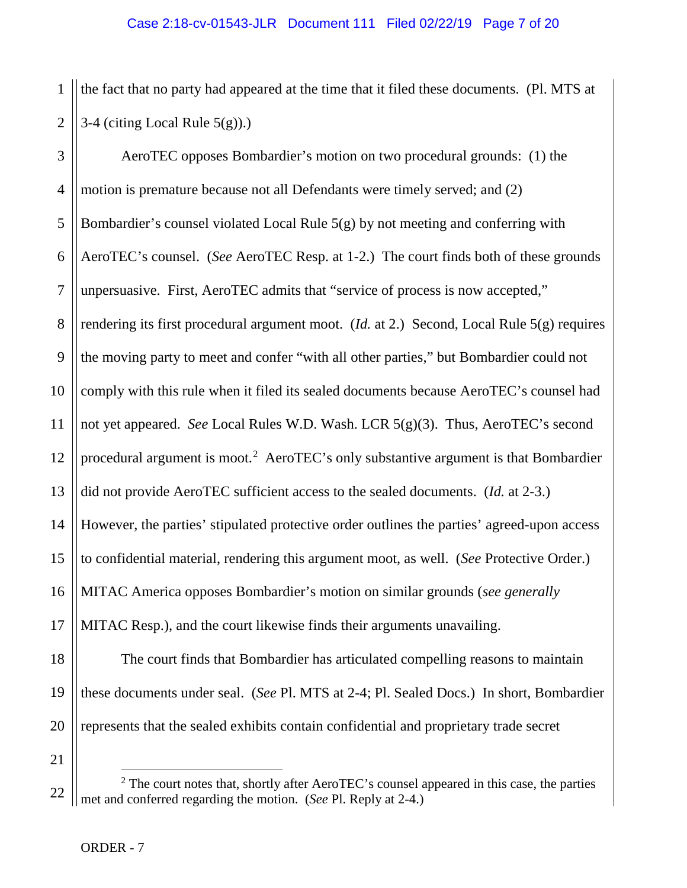the fact that no party had appeared at the time that it filed these documents. (Pl. MTS at 3-4 (citing Local Rule 5(g)).)

AeroTEC opposes Bombardier's motion on two procedural grounds: (1) the motion is premature because not all Defendants were timely served; and (2) Bombardier's counsel violated Local Rule 5(g) by not meeting and conferring with AeroTEC's counsel. (*See* AeroTEC Resp. at 1-2.) The court finds both of these grounds unpersuasive. First, AeroTEC admits that "service of process is now accepted," rendering its first procedural argument moot. (*Id.* at 2.) Second, Local Rule 5(g) requires the moving party to meet and confer "with all other parties," but Bombardier could not comply with this rule when it filed its sealed documents because AeroTEC's counsel had not yet appeared. *See* Local Rules W.D. Wash. LCR 5(g)(3). Thus, AeroTEC's second procedural argument is moot.[2] AeroTEC's only substantive argument is that Bombardier did not provide AeroTEC sufficient access to the sealed documents. (*Id.* at 2-3.) However, the parties' stipulated protective order outlines the parties' agreed-upon access to confidential material, rendering this argument moot, as well. (*See* Protective Order.) MITAC America opposes Bombardier's motion on similar grounds (*see generally* MITAC Resp.), and the court likewise finds their arguments unavailing.

The court finds that Bombardier has articulated compelling reasons to maintain these documents under seal. (*See* Pl. MTS at 2-4; Pl. Sealed Docs.) In short, Bombardier represents that the sealed exhibits contain confidential and proprietary trade secret

[2] The court notes that, shortly after AeroTEC's counsel appeared in this case, the parties met and conferred regarding the motion. (*See* Pl. Reply at 2-4.)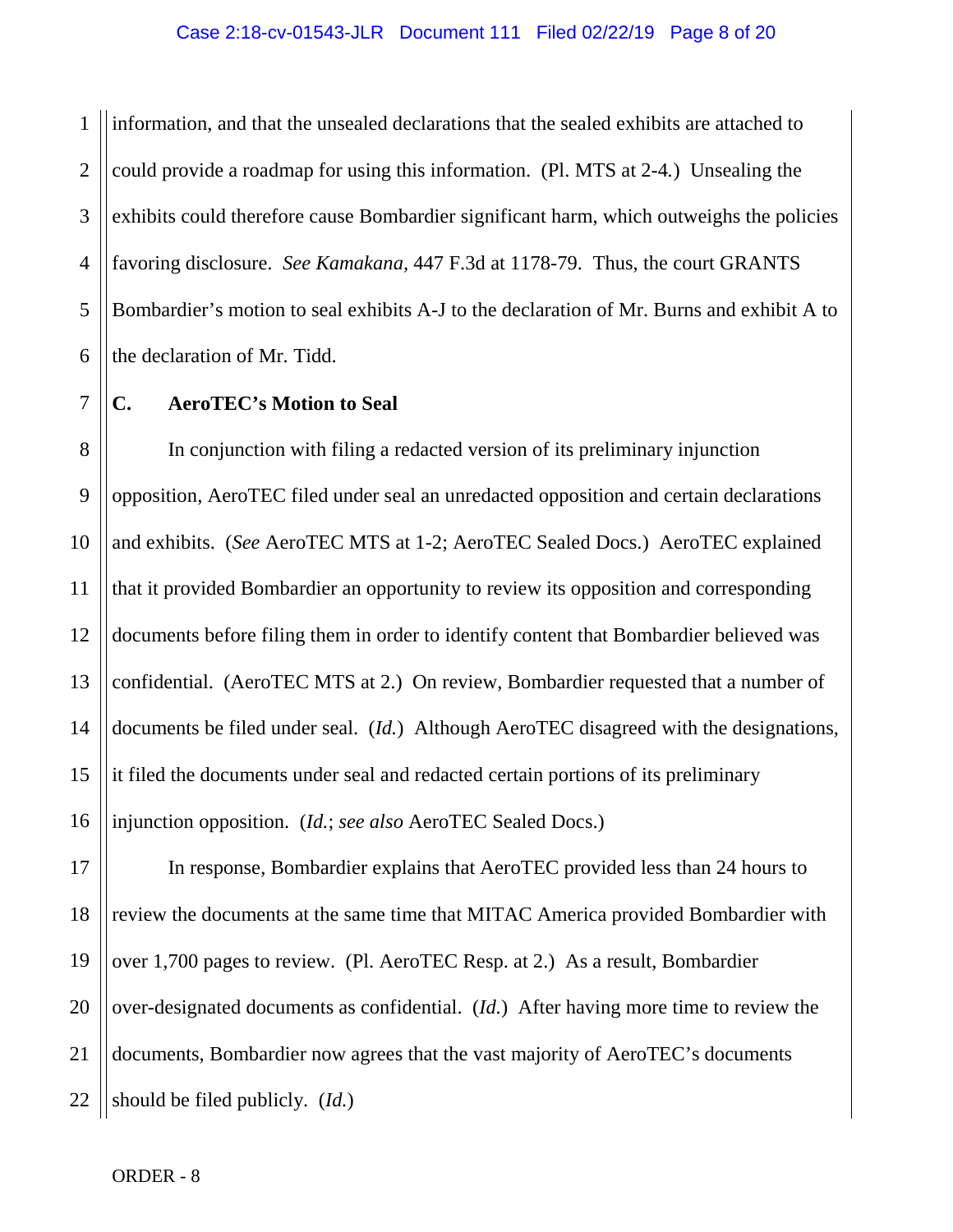information, and that the unsealed declarations that the sealed exhibits are attached to could provide a roadmap for using this information. (Pl. MTS at 2-4.) Unsealing the exhibits could therefore cause Bombardier significant harm, which outweighs the policies favoring disclosure. *See Kamakana*, 447 F.3d at 1178-79. Thus, the court GRANTS Bombardier's motion to seal exhibits A-J to the declaration of Mr. Burns and exhibit A to the declaration of Mr. Tidd.

### C. AeroTEC's Motion to Seal

In conjunction with filing a redacted version of its preliminary injunction opposition, AeroTEC filed under seal an unredacted opposition and certain declarations and exhibits. (*See* AeroTEC MTS at 1-2; AeroTEC Sealed Docs.) AeroTEC explained that it provided Bombardier an opportunity to review its opposition and corresponding documents before filing them in order to identify content that Bombardier believed was confidential. (AeroTEC MTS at 2.) On review, Bombardier requested that a number of documents be filed under seal. (*Id.*) Although AeroTEC disagreed with the designations, it filed the documents under seal and redacted certain portions of its preliminary injunction opposition. (*Id.*; *see also* AeroTEC Sealed Docs.)

In response, Bombardier explains that AeroTEC provided less than 24 hours to review the documents at the same time that MITAC America provided Bombardier with over 1,700 pages to review. (Pl. AeroTEC Resp. at 2.) As a result, Bombardier over-designated documents as confidential. (*Id.*) After having more time to review the documents, Bombardier now agrees that the vast majority of AeroTEC's documents should be filed publicly. (*Id.*)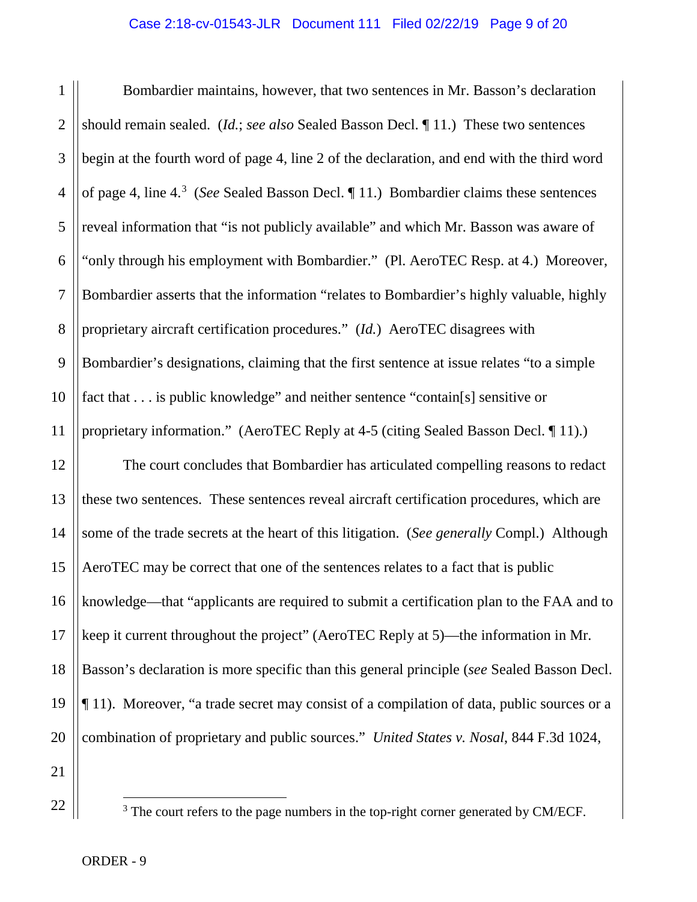Bombardier maintains, however, that two sentences in Mr. Basson's declaration should remain sealed. (*Id.*; *see also* Sealed Basson Decl. ¶ 11.) These two sentences begin at the fourth word of page 4, line 2 of the declaration, and end with the third word of page 4, line 4.[3] (*See* Sealed Basson Decl. ¶ 11.) Bombardier claims these sentences reveal information that "is not publicly available" and which Mr. Basson was aware of "only through his employment with Bombardier." (Pl. AeroTEC Resp. at 4.) Moreover, Bombardier asserts that the information "relates to Bombardier's highly valuable, highly proprietary aircraft certification procedures." (*Id.*) AeroTEC disagrees with Bombardier's designations, claiming that the first sentence at issue relates "to a simple fact that . . . is public knowledge" and neither sentence "contain[s] sensitive or proprietary information." (AeroTEC Reply at 4-5 (citing Sealed Basson Decl. ¶ 11).)

The court concludes that Bombardier has articulated compelling reasons to redact these two sentences. These sentences reveal aircraft certification procedures, which are some of the trade secrets at the heart of this litigation. (*See generally* Compl.) Although AeroTEC may be correct that one of the sentences relates to a fact that is public knowledge—that "applicants are required to submit a certification plan to the FAA and to keep it current throughout the project" (AeroTEC Reply at 5)—the information in Mr. Basson's declaration is more specific than this general principle (*see* Sealed Basson Decl. ¶ 11). Moreover, "a trade secret may consist of a compilation of data, public sources or a combination of proprietary and public sources." *United States v. Nosal*, 844 F.3d 1024,

---

[3] The court refers to the page numbers in the top-right corner generated by CM/ECF.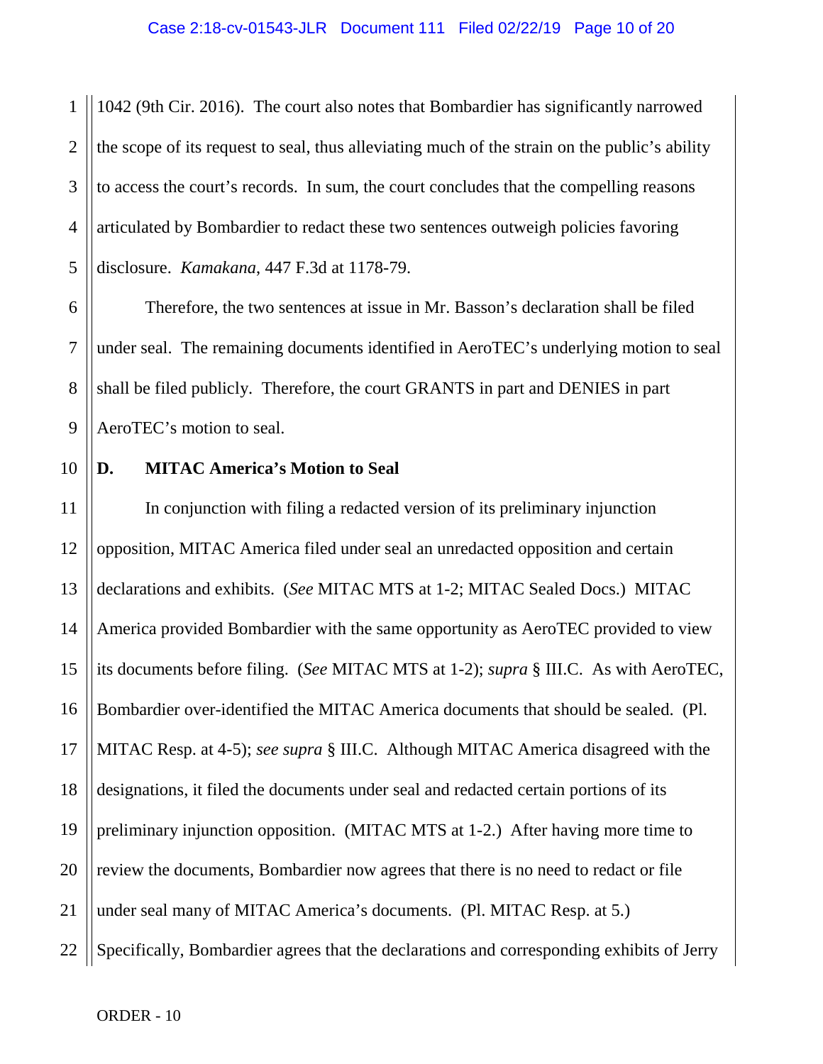1042 (9th Cir. 2016). The court also notes that Bombardier has significantly narrowed the scope of its request to seal, thus alleviating much of the strain on the public's ability to access the court's records. In sum, the court concludes that the compelling reasons articulated by Bombardier to redact these two sentences outweigh policies favoring disclosure. *Kamakana*, 447 F.3d at 1178-79.

Therefore, the two sentences at issue in Mr. Basson's declaration shall be filed under seal. The remaining documents identified in AeroTEC's underlying motion to seal shall be filed publicly. Therefore, the court GRANTS in part and DENIES in part AeroTEC's motion to seal.

### D. MITAC America's Motion to Seal

In conjunction with filing a redacted version of its preliminary injunction opposition, MITAC America filed under seal an unredacted opposition and certain declarations and exhibits. (*See* MITAC MTS at 1-2; MITAC Sealed Docs.) MITAC America provided Bombardier with the same opportunity as AeroTEC provided to view its documents before filing. (*See* MITAC MTS at 1-2); *supra* § III.C. As with AeroTEC, Bombardier over-identified the MITAC America documents that should be sealed. (Pl. MITAC Resp. at 4-5); *see supra* § III.C. Although MITAC America disagreed with the designations, it filed the documents under seal and redacted certain portions of its preliminary injunction opposition. (MITAC MTS at 1-2.) After having more time to review the documents, Bombardier now agrees that there is no need to redact or file under seal many of MITAC America's documents. (Pl. MITAC Resp. at 5.) Specifically, Bombardier agrees that the declarations and corresponding exhibits of Jerry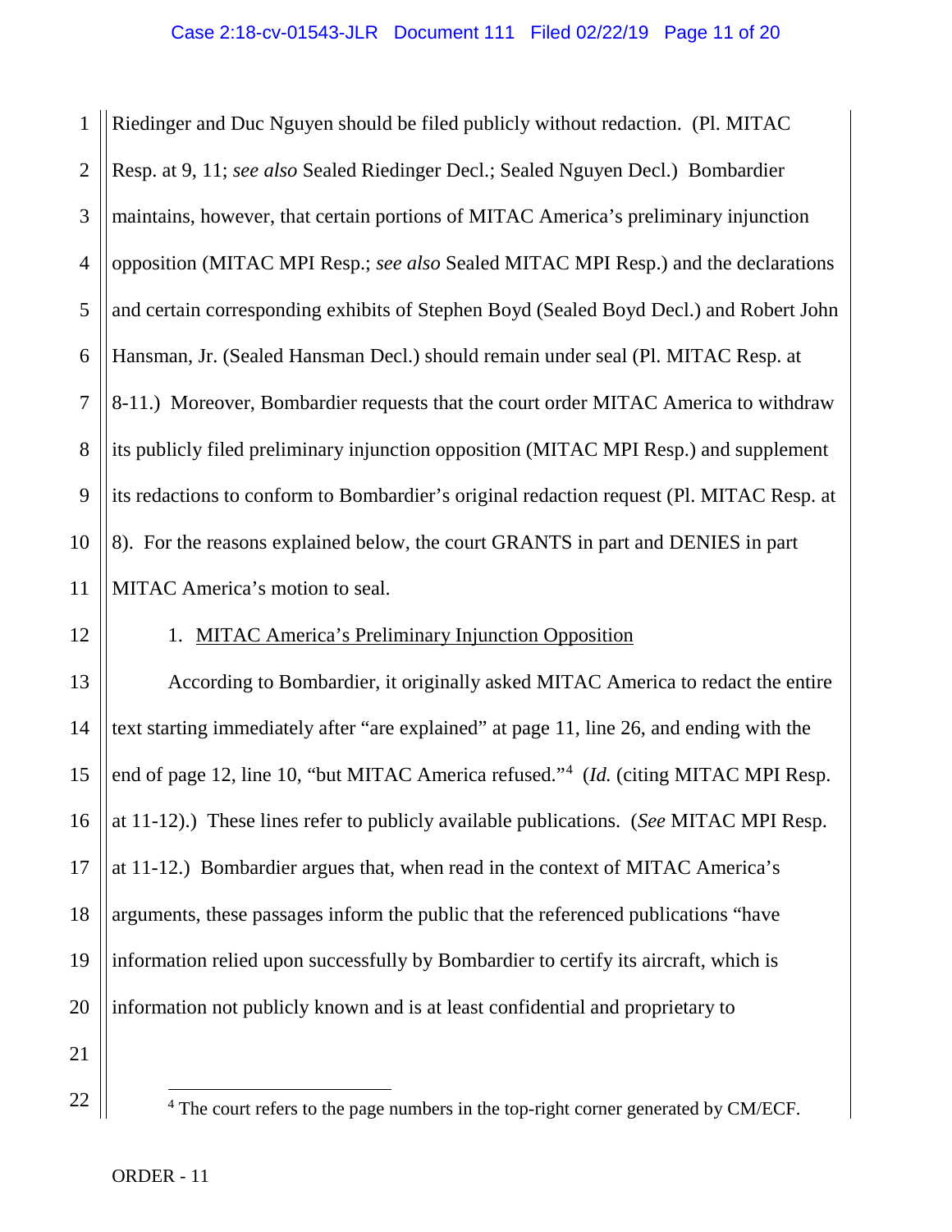Riedinger and Duc Nguyen should be filed publicly without redaction. (Pl. MITAC Resp. at 9, 11; *see also* Sealed Riedinger Decl.; Sealed Nguyen Decl.) Bombardier maintains, however, that certain portions of MITAC America's preliminary injunction opposition (MITAC MPI Resp.; *see also* Sealed MITAC MPI Resp.) and the declarations and certain corresponding exhibits of Stephen Boyd (Sealed Boyd Decl.) and Robert John Hansman, Jr. (Sealed Hansman Decl.) should remain under seal (Pl. MITAC Resp. at 8-11.) Moreover, Bombardier requests that the court order MITAC America to withdraw its publicly filed preliminary injunction opposition (MITAC MPI Resp.) and supplement its redactions to conform to Bombardier's original redaction request (Pl. MITAC Resp. at 8). For the reasons explained below, the court GRANTS in part and DENIES in part MITAC America's motion to seal.

1. MITAC America's Preliminary Injunction Opposition

According to Bombardier, it originally asked MITAC America to redact the entire text starting immediately after "are explained" at page 11, line 26, and ending with the end of page 12, line 10, "but MITAC America refused."[4] (*Id.* (citing MITAC MPI Resp. at 11-12).) These lines refer to publicly available publications. (*See* MITAC MPI Resp. at 11-12.) Bombardier argues that, when read in the context of MITAC America's arguments, these passages inform the public that the referenced publications "have information relied upon successfully by Bombardier to certify its aircraft, which is information not publicly known and is at least confidential and proprietary to

[4] The court refers to the page numbers in the top-right corner generated by CM/ECF.

ORDER - 11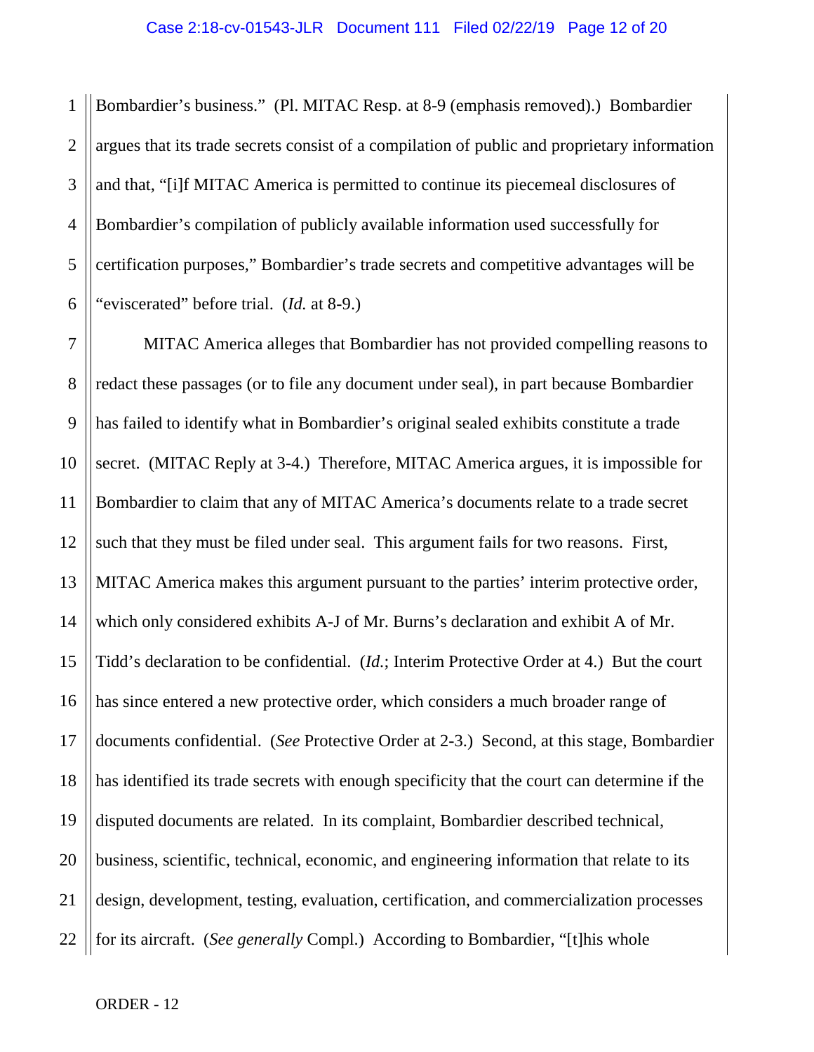Bombardier's business." (Pl. MITAC Resp. at 8-9 (emphasis removed).) Bombardier argues that its trade secrets consist of a compilation of public and proprietary information and that, "[i]f MITAC America is permitted to continue its piecemeal disclosures of Bombardier's compilation of publicly available information used successfully for certification purposes," Bombardier's trade secrets and competitive advantages will be "eviscerated" before trial. (*Id.* at 8-9.)

MITAC America alleges that Bombardier has not provided compelling reasons to redact these passages (or to file any document under seal), in part because Bombardier has failed to identify what in Bombardier's original sealed exhibits constitute a trade secret. (MITAC Reply at 3-4.) Therefore, MITAC America argues, it is impossible for Bombardier to claim that any of MITAC America's documents relate to a trade secret such that they must be filed under seal. This argument fails for two reasons. First, MITAC America makes this argument pursuant to the parties' interim protective order, which only considered exhibits A-J of Mr. Burns's declaration and exhibit A of Mr. Tidd's declaration to be confidential. (*Id.*; Interim Protective Order at 4.) But the court has since entered a new protective order, which considers a much broader range of documents confidential. (*See* Protective Order at 2-3.) Second, at this stage, Bombardier has identified its trade secrets with enough specificity that the court can determine if the disputed documents are related. In its complaint, Bombardier described technical, business, scientific, technical, economic, and engineering information that relate to its design, development, testing, evaluation, certification, and commercialization processes for its aircraft. (*See generally* Compl.) According to Bombardier, "[t]his whole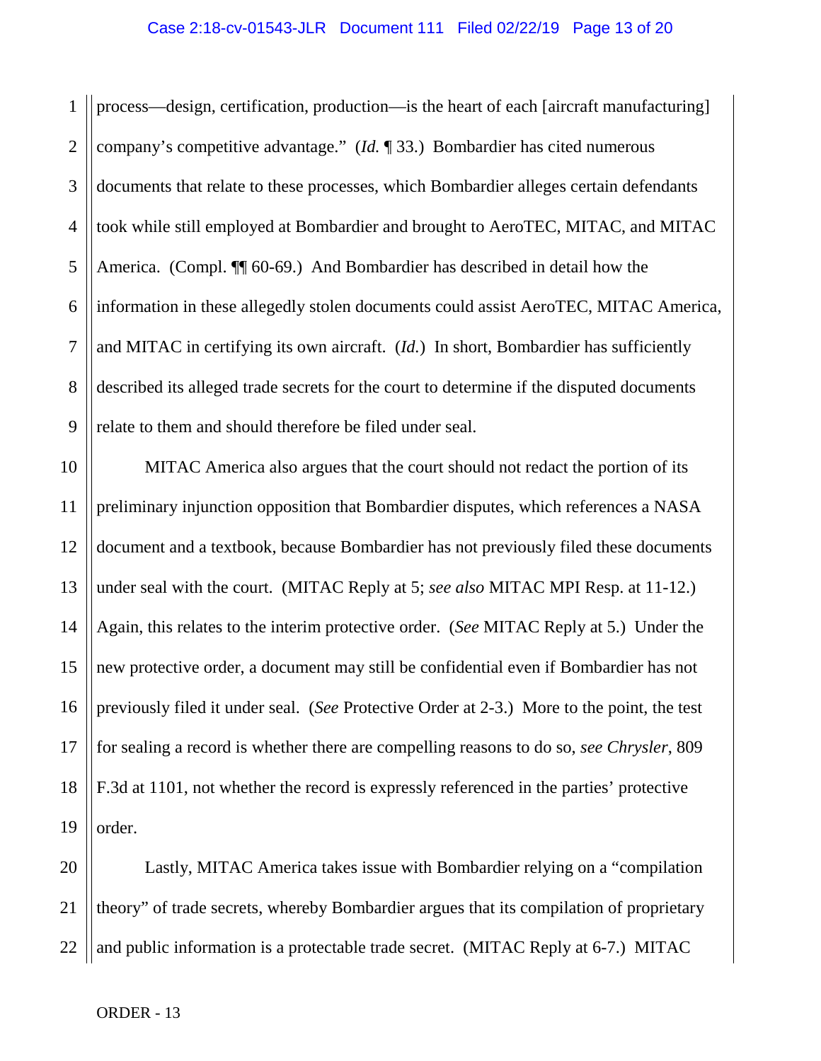process—design, certification, production—is the heart of each [aircraft manufacturing] company's competitive advantage." (*Id.* ¶ 33.) Bombardier has cited numerous documents that relate to these processes, which Bombardier alleges certain defendants took while still employed at Bombardier and brought to AeroTEC, MITAC, and MITAC America. (Compl. ¶¶ 60-69.) And Bombardier has described in detail how the information in these allegedly stolen documents could assist AeroTEC, MITAC America, and MITAC in certifying its own aircraft. (*Id.*) In short, Bombardier has sufficiently described its alleged trade secrets for the court to determine if the disputed documents relate to them and should therefore be filed under seal.

MITAC America also argues that the court should not redact the portion of its preliminary injunction opposition that Bombardier disputes, which references a NASA document and a textbook, because Bombardier has not previously filed these documents under seal with the court. (MITAC Reply at 5; *see also* MITAC MPI Resp. at 11-12.) Again, this relates to the interim protective order. (*See* MITAC Reply at 5.) Under the new protective order, a document may still be confidential even if Bombardier has not previously filed it under seal. (*See* Protective Order at 2-3.) More to the point, the test for sealing a record is whether there are compelling reasons to do so, *see Chrysler*, 809 F.3d at 1101, not whether the record is expressly referenced in the parties' protective order.

Lastly, MITAC America takes issue with Bombardier relying on a "compilation theory" of trade secrets, whereby Bombardier argues that its compilation of proprietary and public information is a protectable trade secret. (MITAC Reply at 6-7.) MITAC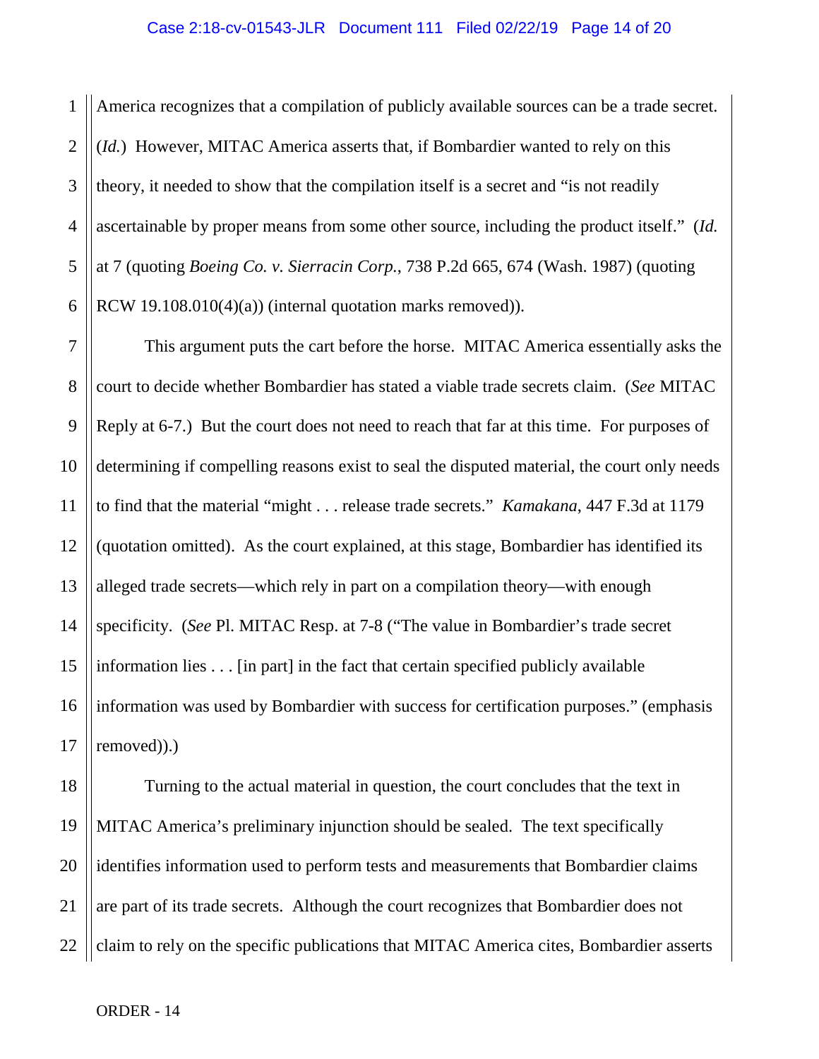America recognizes that a compilation of publicly available sources can be a trade secret. (*Id.*) However, MITAC America asserts that, if Bombardier wanted to rely on this theory, it needed to show that the compilation itself is a secret and "is not readily ascertainable by proper means from some other source, including the product itself." (*Id.* at 7 (quoting *Boeing Co. v. Sierracin Corp.*, 738 P.2d 665, 674 (Wash. 1987) (quoting RCW 19.108.010(4)(a)) (internal quotation marks removed)).

This argument puts the cart before the horse. MITAC America essentially asks the court to decide whether Bombardier has stated a viable trade secrets claim. (*See* MITAC Reply at 6-7.) But the court does not need to reach that far at this time. For purposes of determining if compelling reasons exist to seal the disputed material, the court only needs to find that the material "might . . . release trade secrets." *Kamakana*, 447 F.3d at 1179 (quotation omitted). As the court explained, at this stage, Bombardier has identified its alleged trade secrets—which rely in part on a compilation theory—with enough specificity. (*See* Pl. MITAC Resp. at 7-8 ("The value in Bombardier's trade secret information lies . . . [in part] in the fact that certain specified publicly available information was used by Bombardier with success for certification purposes." (emphasis removed)).)

Turning to the actual material in question, the court concludes that the text in MITAC America's preliminary injunction should be sealed. The text specifically identifies information used to perform tests and measurements that Bombardier claims are part of its trade secrets. Although the court recognizes that Bombardier does not claim to rely on the specific publications that MITAC America cites, Bombardier asserts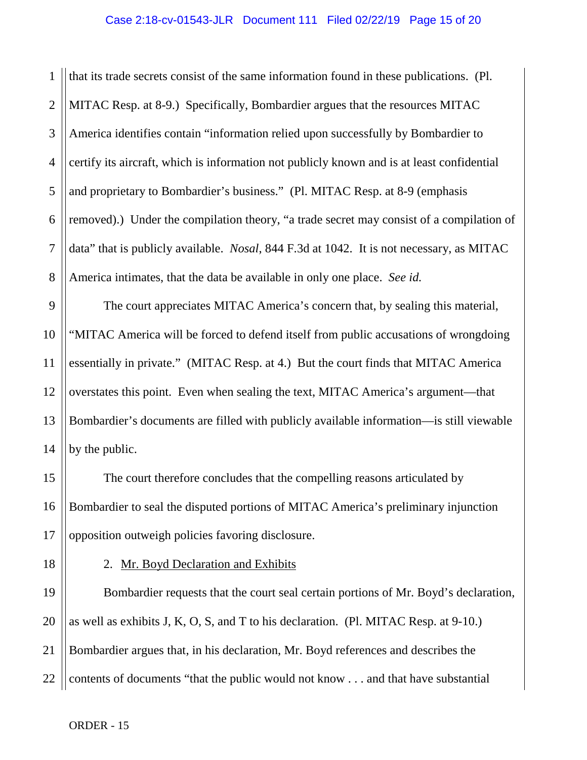that its trade secrets consist of the same information found in these publications. (Pl. MITAC Resp. at 8-9.) Specifically, Bombardier argues that the resources MITAC America identifies contain "information relied upon successfully by Bombardier to certify its aircraft, which is information not publicly known and is at least confidential and proprietary to Bombardier's business." (Pl. MITAC Resp. at 8-9 (emphasis removed).) Under the compilation theory, "a trade secret may consist of a compilation of data" that is publicly available. *Nosal*, 844 F.3d at 1042. It is not necessary, as MITAC America intimates, that the data be available in only one place. *See id.*

The court appreciates MITAC America's concern that, by sealing this material, "MITAC America will be forced to defend itself from public accusations of wrongdoing essentially in private." (MITAC Resp. at 4.) But the court finds that MITAC America overstates this point. Even when sealing the text, MITAC America's argument—that Bombardier's documents are filled with publicly available information—is still viewable by the public.

The court therefore concludes that the compelling reasons articulated by Bombardier to seal the disputed portions of MITAC America's preliminary injunction opposition outweigh policies favoring disclosure.

2. Mr. Boyd Declaration and Exhibits

Bombardier requests that the court seal certain portions of Mr. Boyd's declaration, as well as exhibits J, K, O, S, and T to his declaration. (Pl. MITAC Resp. at 9-10.) Bombardier argues that, in his declaration, Mr. Boyd references and describes the contents of documents "that the public would not know . . . and that have substantial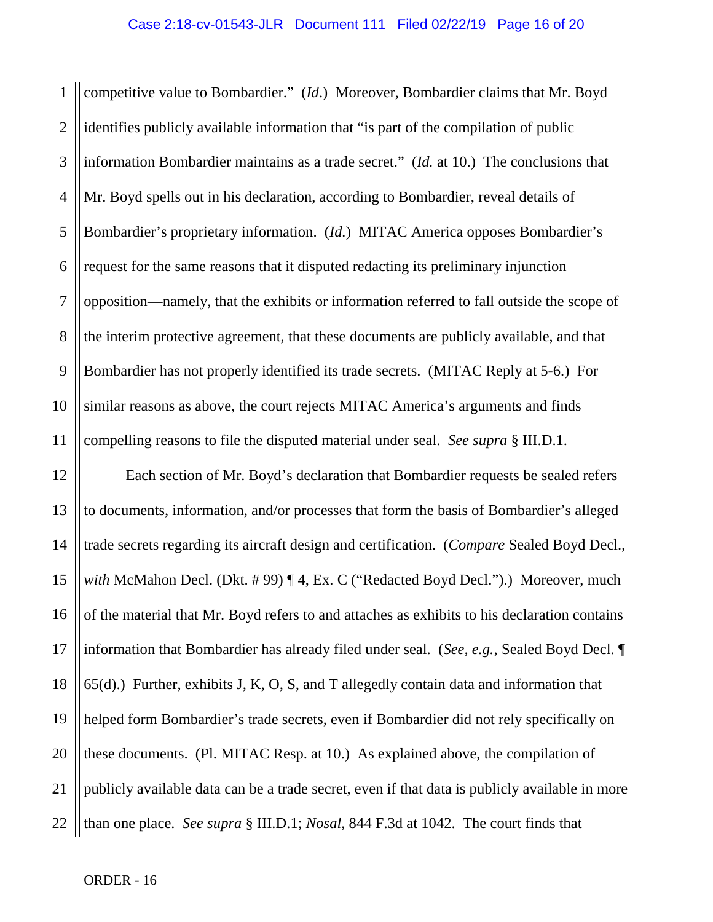competitive value to Bombardier." (*Id.*) Moreover, Bombardier claims that Mr. Boyd identifies publicly available information that "is part of the compilation of public information Bombardier maintains as a trade secret." (*Id.* at 10.) The conclusions that Mr. Boyd spells out in his declaration, according to Bombardier, reveal details of Bombardier's proprietary information. (*Id.*) MITAC America opposes Bombardier's request for the same reasons that it disputed redacting its preliminary injunction opposition—namely, that the exhibits or information referred to fall outside the scope of the interim protective agreement, that these documents are publicly available, and that Bombardier has not properly identified its trade secrets. (MITAC Reply at 5-6.) For similar reasons as above, the court rejects MITAC America's arguments and finds compelling reasons to file the disputed material under seal. *See supra* § III.D.1.

Each section of Mr. Boyd's declaration that Bombardier requests be sealed refers to documents, information, and/or processes that form the basis of Bombardier's alleged trade secrets regarding its aircraft design and certification. (*Compare* Sealed Boyd Decl., *with* McMahon Decl. (Dkt. # 99) ¶ 4, Ex. C ("Redacted Boyd Decl.").) Moreover, much of the material that Mr. Boyd refers to and attaches as exhibits to his declaration contains information that Bombardier has already filed under seal. (*See, e.g.*, Sealed Boyd Decl. ¶ 65(d).) Further, exhibits J, K, O, S, and T allegedly contain data and information that helped form Bombardier's trade secrets, even if Bombardier did not rely specifically on these documents. (Pl. MITAC Resp. at 10.) As explained above, the compilation of publicly available data can be a trade secret, even if that data is publicly available in more than one place. *See supra* § III.D.1; *Nosal*, 844 F.3d at 1042. The court finds that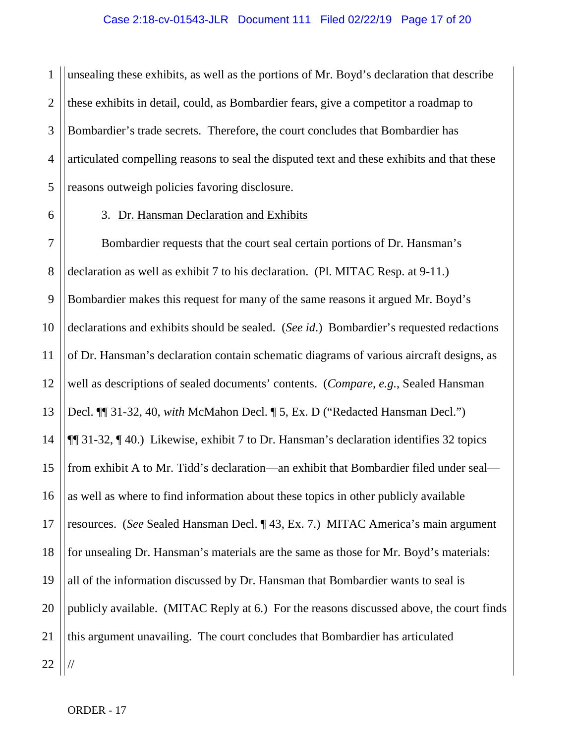unsealing these exhibits, as well as the portions of Mr. Boyd's declaration that describe these exhibits in detail, could, as Bombardier fears, give a competitor a roadmap to Bombardier's trade secrets. Therefore, the court concludes that Bombardier has articulated compelling reasons to seal the disputed text and these exhibits and that these reasons outweigh policies favoring disclosure.

3. Dr. Hansman Declaration and Exhibits

Bombardier requests that the court seal certain portions of Dr. Hansman's declaration as well as exhibit 7 to his declaration. (Pl. MITAC Resp. at 9-11.) Bombardier makes this request for many of the same reasons it argued Mr. Boyd's declarations and exhibits should be sealed. (*See id.*) Bombardier's requested redactions of Dr. Hansman's declaration contain schematic diagrams of various aircraft designs, as well as descriptions of sealed documents' contents. (*Compare, e.g.*, Sealed Hansman Decl. ¶¶ 31-32, 40, *with* McMahon Decl. ¶ 5, Ex. D ("Redacted Hansman Decl.") ¶¶ 31-32, ¶ 40.) Likewise, exhibit 7 to Dr. Hansman's declaration identifies 32 topics from exhibit A to Mr. Tidd's declaration—an exhibit that Bombardier filed under seal—as well as where to find information about these topics in other publicly available resources. (*See* Sealed Hansman Decl. ¶ 43, Ex. 7.) MITAC America's main argument for unsealing Dr. Hansman's materials are the same as those for Mr. Boyd's materials: all of the information discussed by Dr. Hansman that Bombardier wants to seal is publicly available. (MITAC Reply at 6.) For the reasons discussed above, the court finds this argument unavailing. The court concludes that Bombardier has articulated

//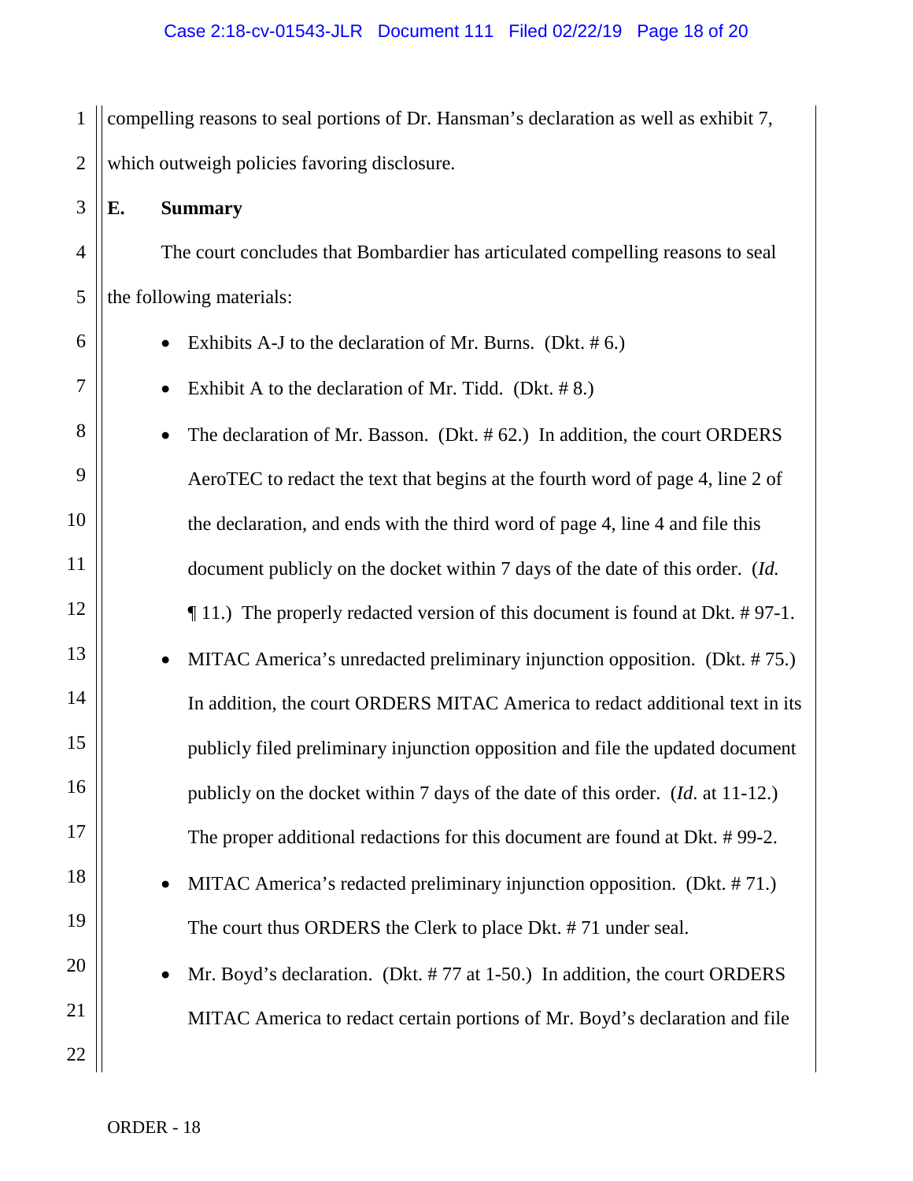compelling reasons to seal portions of Dr. Hansman's declaration as well as exhibit 7, which outweigh policies favoring disclosure.

### E. Summary

The court concludes that Bombardier has articulated compelling reasons to seal the following materials:

- Exhibits A-J to the declaration of Mr. Burns. (Dkt. # 6.)
- Exhibit A to the declaration of Mr. Tidd. (Dkt. # 8.)
- The declaration of Mr. Basson. (Dkt. # 62.) In addition, the court ORDERS AeroTEC to redact the text that begins at the fourth word of page 4, line 2 of the declaration, and ends with the third word of page 4, line 4 and file this document publicly on the docket within 7 days of the date of this order. (*Id.* ¶ 11.) The properly redacted version of this document is found at Dkt. # 97-1.
- MITAC America's unredacted preliminary injunction opposition. (Dkt. # 75.) In addition, the court ORDERS MITAC America to redact additional text in its publicly filed preliminary injunction opposition and file the updated document publicly on the docket within 7 days of the date of this order. (*Id*. at 11-12.) The proper additional redactions for this document are found at Dkt. # 99-2.
- MITAC America's redacted preliminary injunction opposition. (Dkt. # 71.) The court thus ORDERS the Clerk to place Dkt. # 71 under seal.
- Mr. Boyd's declaration. (Dkt. # 77 at 1-50.) In addition, the court ORDERS MITAC America to redact certain portions of Mr. Boyd's declaration and file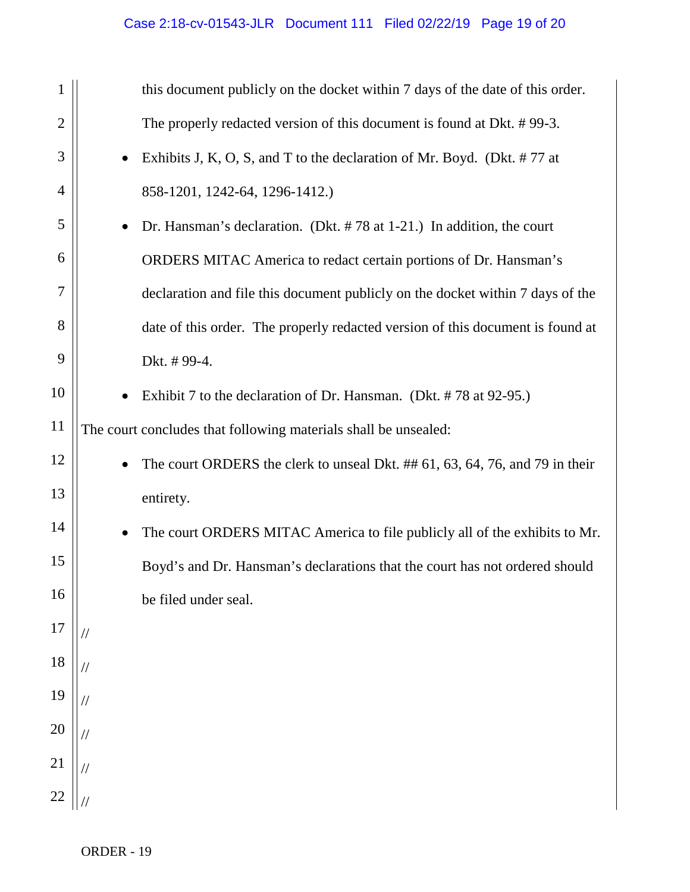this document publicly on the docket within 7 days of the date of this order. The properly redacted version of this document is found at Dkt. # 99-3.

- Exhibits J, K, O, S, and T to the declaration of Mr. Boyd. (Dkt. # 77 at 858-1201, 1242-64, 1296-1412.)
- Dr. Hansman's declaration. (Dkt. # 78 at 1-21.) In addition, the court ORDERS MITAC America to redact certain portions of Dr. Hansman's declaration and file this document publicly on the docket within 7 days of the date of this order. The properly redacted version of this document is found at Dkt. # 99-4.
- Exhibit 7 to the declaration of Dr. Hansman. (Dkt. # 78 at 92-95.)

The court concludes that following materials shall be unsealed:

- The court ORDERS the clerk to unseal Dkt. ## 61, 63, 64, 76, and 79 in their entirety.
- The court ORDERS MITAC America to file publicly all of the exhibits to Mr. Boyd's and Dr. Hansman's declarations that the court has not ordered should be filed under seal.

//

//

//

//

//

//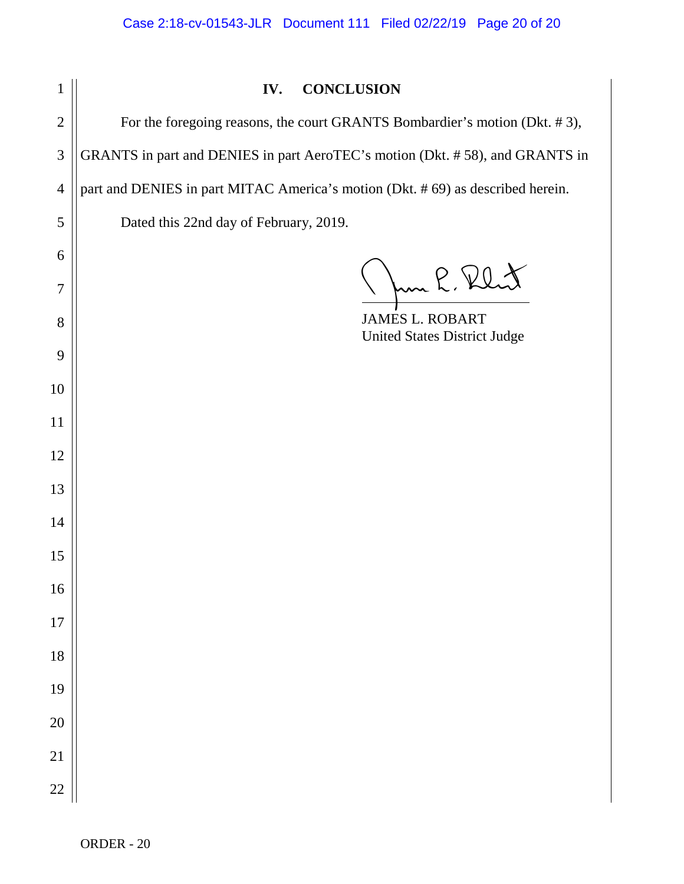## IV. CONCLUSION

For the foregoing reasons, the court GRANTS Bombardier's motion (Dkt. # 3), GRANTS in part and DENIES in part AeroTEC's motion (Dkt. # 58), and GRANTS in part and DENIES in part MITAC America's motion (Dkt. # 69) as described herein.

Dated this 22nd day of February, 2019.

JAMES L. ROBART
United States District Judge